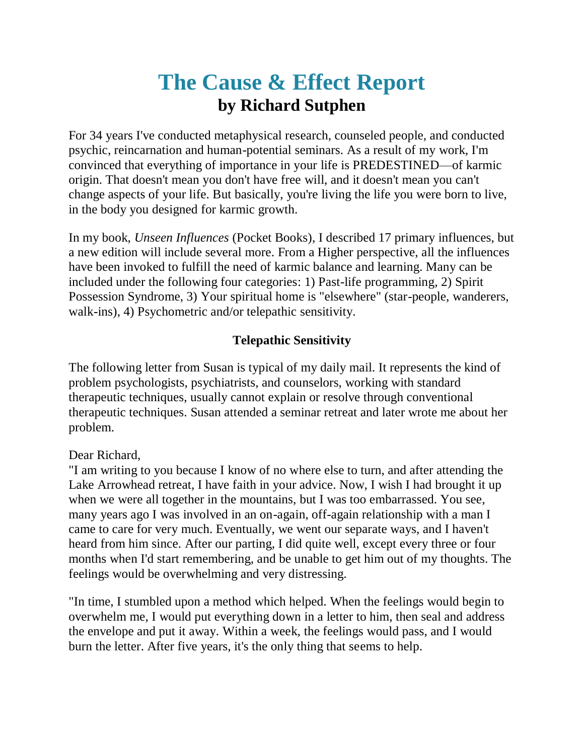# The Cause & Effect Report
## by Richard Sutphen

For 34 years I've conducted metaphysical research, counseled people, and conducted psychic, reincarnation and human-potential seminars. As a result of my work, I'm convinced that everything of importance in your life is PREDESTINED—of karmic origin. That doesn't mean you don't have free will, and it doesn't mean you can't change aspects of your life. But basically, you're living the life you were born to live, in the body you designed for karmic growth.

In my book, *Unseen Influences* (Pocket Books), I described 17 primary influences, but a new edition will include several more. From a Higher perspective, all the influences have been invoked to fulfill the need of karmic balance and learning. Many can be included under the following four categories: 1) Past-life programming, 2) Spirit Possession Syndrome, 3) Your spiritual home is "elsewhere" (star-people, wanderers, walk-ins), 4) Psychometric and/or telepathic sensitivity.

### Telepathic Sensitivity

The following letter from Susan is typical of my daily mail. It represents the kind of problem psychologists, psychiatrists, and counselors, working with standard therapeutic techniques, usually cannot explain or resolve through conventional therapeutic techniques. Susan attended a seminar retreat and later wrote me about her problem.

Dear Richard,
"I am writing to you because I know of no where else to turn, and after attending the Lake Arrowhead retreat, I have faith in your advice. Now, I wish I had brought it up when we were all together in the mountains, but I was too embarrassed. You see, many years ago I was involved in an on-again, off-again relationship with a man I came to care for very much. Eventually, we went our separate ways, and I haven't heard from him since. After our parting, I did quite well, except every three or four months when I'd start remembering, and be unable to get him out of my thoughts. The feelings would be overwhelming and very distressing.

"In time, I stumbled upon a method which helped. When the feelings would begin to overwhelm me, I would put everything down in a letter to him, then seal and address the envelope and put it away. Within a week, the feelings would pass, and I would burn the letter. After five years, it's the only thing that seems to help.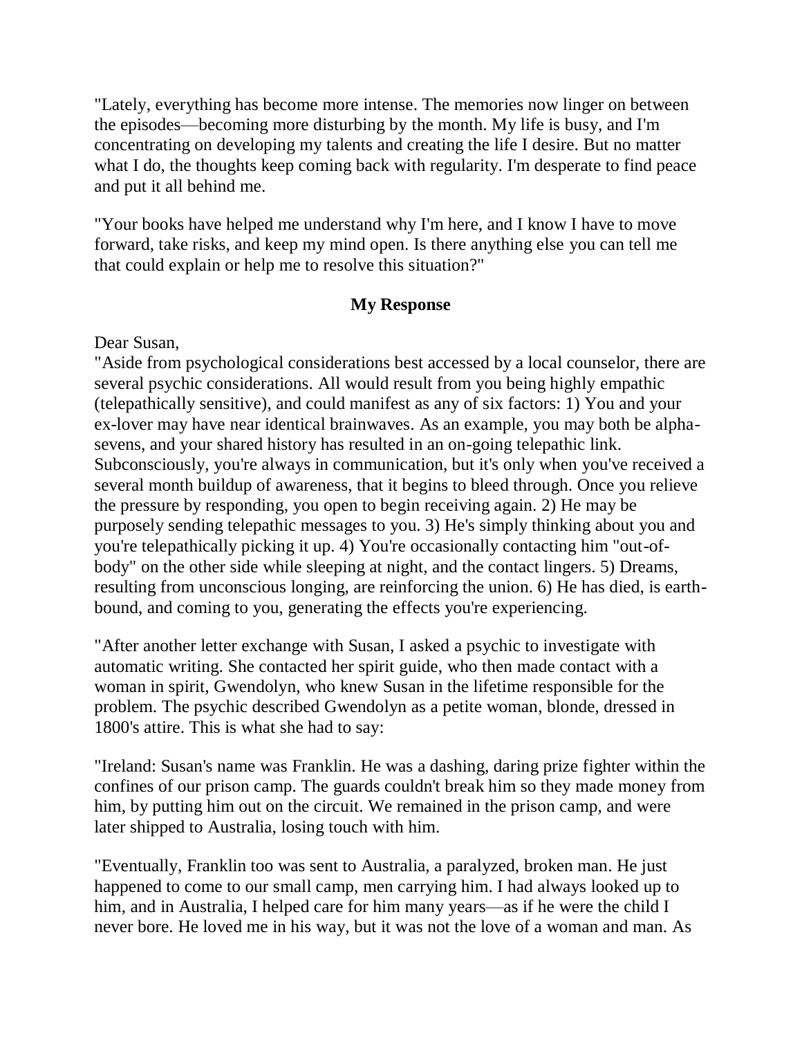"Lately, everything has become more intense. The memories now linger on between the episodes—becoming more disturbing by the month. My life is busy, and I'm concentrating on developing my talents and creating the life I desire. But no matter what I do, the thoughts keep coming back with regularity. I'm desperate to find peace and put it all behind me.

"Your books have helped me understand why I'm here, and I know I have to move forward, take risks, and keep my mind open. Is there anything else you can tell me that could explain or help me to resolve this situation?"

**My Response**

Dear Susan,

"Aside from psychological considerations best accessed by a local counselor, there are several psychic considerations. All would result from you being highly empathic (telepathically sensitive), and could manifest as any of six factors: 1) You and your ex-lover may have near identical brainwaves. As an example, you may both be alpha-sevens, and your shared history has resulted in an on-going telepathic link. Subconsciously, you're always in communication, but it's only when you've received a several month buildup of awareness, that it begins to bleed through. Once you relieve the pressure by responding, you open to begin receiving again. 2) He may be purposely sending telepathic messages to you. 3) He's simply thinking about you and you're telepathically picking it up. 4) You're occasionally contacting him "out-of-body" on the other side while sleeping at night, and the contact lingers. 5) Dreams, resulting from unconscious longing, are reinforcing the union. 6) He has died, is earth-bound, and coming to you, generating the effects you're experiencing.

"After another letter exchange with Susan, I asked a psychic to investigate with automatic writing. She contacted her spirit guide, who then made contact with a woman in spirit, Gwendolyn, who knew Susan in the lifetime responsible for the problem. The psychic described Gwendolyn as a petite woman, blonde, dressed in 1800's attire. This is what she had to say:

"Ireland: Susan's name was Franklin. He was a dashing, daring prize fighter within the confines of our prison camp. The guards couldn't break him so they made money from him, by putting him out on the circuit. We remained in the prison camp, and were later shipped to Australia, losing touch with him.

"Eventually, Franklin too was sent to Australia, a paralyzed, broken man. He just happened to come to our small camp, men carrying him. I had always looked up to him, and in Australia, I helped care for him many years—as if he were the child I never bore. He loved me in his way, but it was not the love of a woman and man. As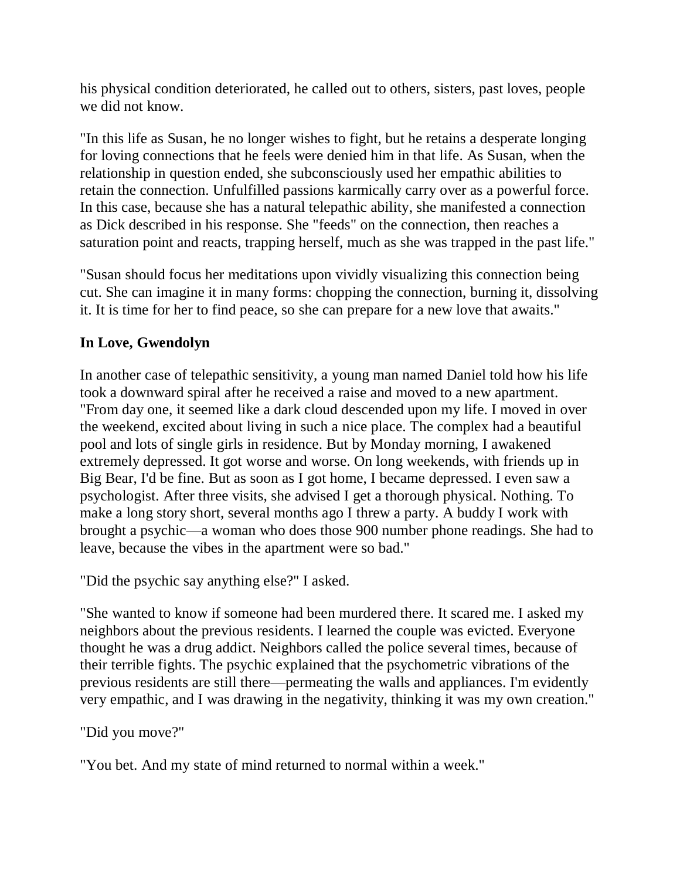his physical condition deteriorated, he called out to others, sisters, past loves, people we did not know.

"In this life as Susan, he no longer wishes to fight, but he retains a desperate longing for loving connections that he feels were denied him in that life. As Susan, when the relationship in question ended, she subconsciously used her empathic abilities to retain the connection. Unfulfilled passions karmically carry over as a powerful force. In this case, because she has a natural telepathic ability, she manifested a connection as Dick described in his response. She "feeds" on the connection, then reaches a saturation point and reacts, trapping herself, much as she was trapped in the past life."

"Susan should focus her meditations upon vividly visualizing this connection being cut. She can imagine it in many forms: chopping the connection, burning it, dissolving it. It is time for her to find peace, so she can prepare for a new love that awaits."

**In Love, Gwendolyn**

In another case of telepathic sensitivity, a young man named Daniel told how his life took a downward spiral after he received a raise and moved to a new apartment. "From day one, it seemed like a dark cloud descended upon my life. I moved in over the weekend, excited about living in such a nice place. The complex had a beautiful pool and lots of single girls in residence. But by Monday morning, I awakened extremely depressed. It got worse and worse. On long weekends, with friends up in Big Bear, I'd be fine. But as soon as I got home, I became depressed. I even saw a psychologist. After three visits, she advised I get a thorough physical. Nothing. To make a long story short, several months ago I threw a party. A buddy I work with brought a psychic—a woman who does those 900 number phone readings. She had to leave, because the vibes in the apartment were so bad."

"Did the psychic say anything else?" I asked.

"She wanted to know if someone had been murdered there. It scared me. I asked my neighbors about the previous residents. I learned the couple was evicted. Everyone thought he was a drug addict. Neighbors called the police several times, because of their terrible fights. The psychic explained that the psychometric vibrations of the previous residents are still there—permeating the walls and appliances. I'm evidently very empathic, and I was drawing in the negativity, thinking it was my own creation."

"Did you move?"

"You bet. And my state of mind returned to normal within a week."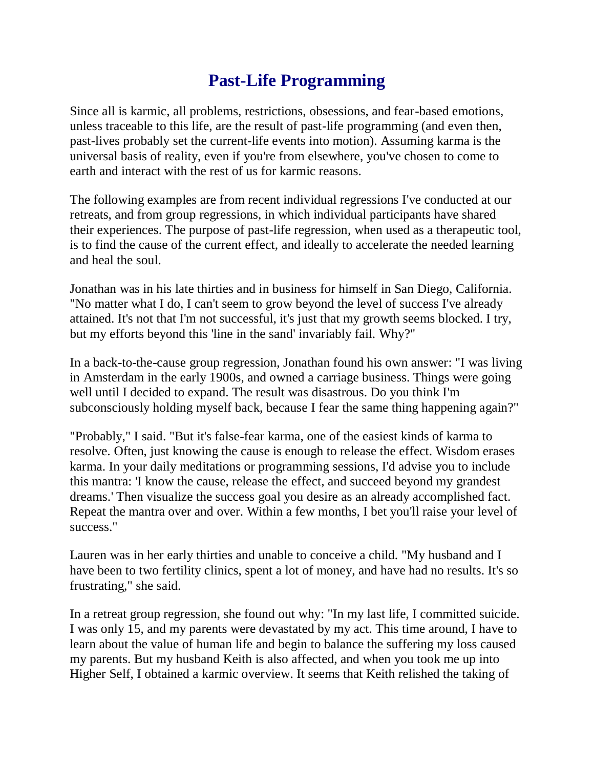# Past-Life Programming

Since all is karmic, all problems, restrictions, obsessions, and fear-based emotions, unless traceable to this life, are the result of past-life programming (and even then, past-lives probably set the current-life events into motion). Assuming karma is the universal basis of reality, even if you're from elsewhere, you've chosen to come to earth and interact with the rest of us for karmic reasons.

The following examples are from recent individual regressions I've conducted at our retreats, and from group regressions, in which individual participants have shared their experiences. The purpose of past-life regression, when used as a therapeutic tool, is to find the cause of the current effect, and ideally to accelerate the needed learning and heal the soul.

Jonathan was in his late thirties and in business for himself in San Diego, California. "No matter what I do, I can't seem to grow beyond the level of success I've already attained. It's not that I'm not successful, it's just that my growth seems blocked. I try, but my efforts beyond this 'line in the sand' invariably fail. Why?"

In a back-to-the-cause group regression, Jonathan found his own answer: "I was living in Amsterdam in the early 1900s, and owned a carriage business. Things were going well until I decided to expand. The result was disastrous. Do you think I'm subconsciously holding myself back, because I fear the same thing happening again?"

"Probably," I said. "But it's false-fear karma, one of the easiest kinds of karma to resolve. Often, just knowing the cause is enough to release the effect. Wisdom erases karma. In your daily meditations or programming sessions, I'd advise you to include this mantra: 'I know the cause, release the effect, and succeed beyond my grandest dreams.' Then visualize the success goal you desire as an already accomplished fact. Repeat the mantra over and over. Within a few months, I bet you'll raise your level of success."

Lauren was in her early thirties and unable to conceive a child. "My husband and I have been to two fertility clinics, spent a lot of money, and have had no results. It's so frustrating," she said.

In a retreat group regression, she found out why: "In my last life, I committed suicide. I was only 15, and my parents were devastated by my act. This time around, I have to learn about the value of human life and begin to balance the suffering my loss caused my parents. But my husband Keith is also affected, and when you took me up into Higher Self, I obtained a karmic overview. It seems that Keith relished the taking of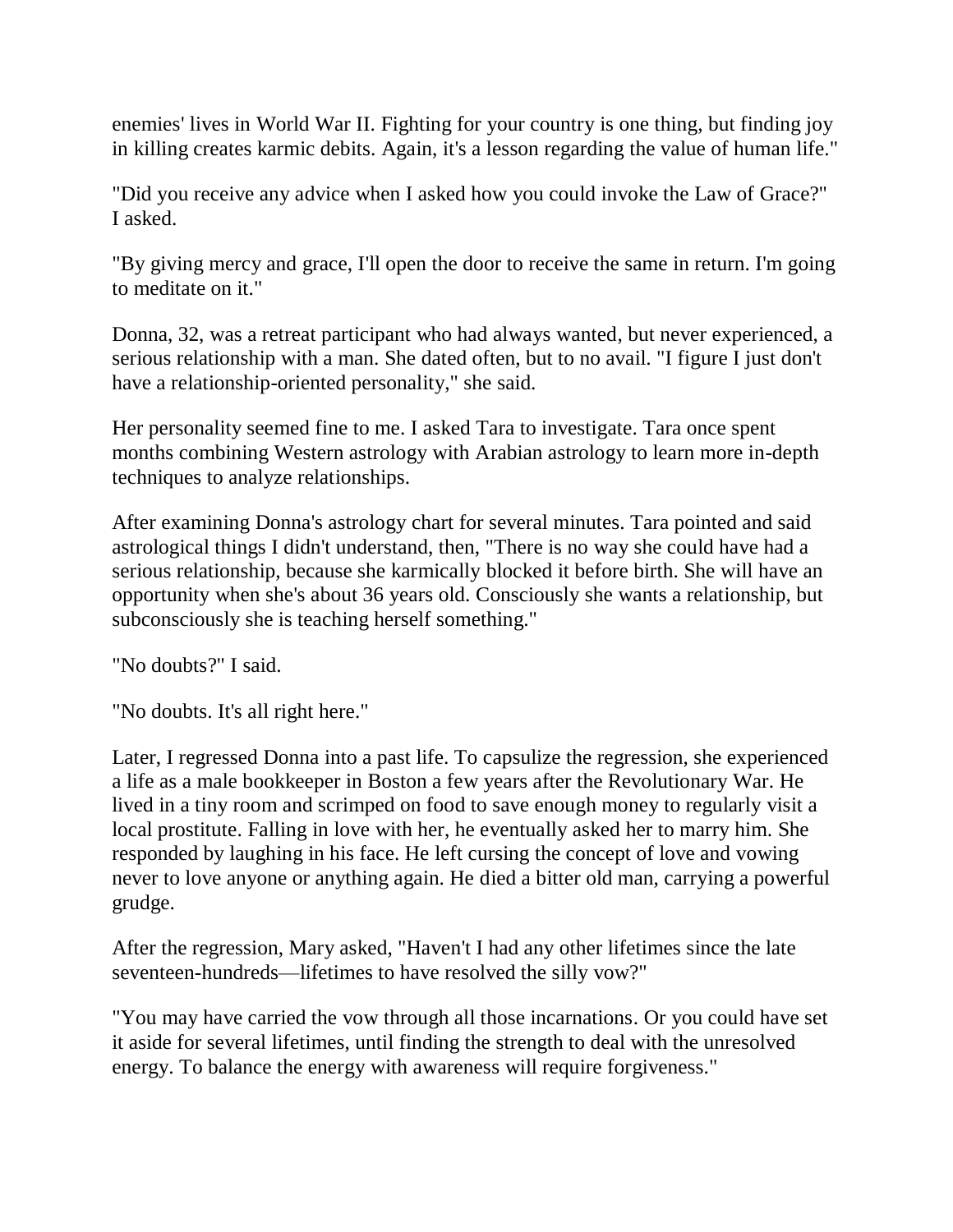enemies' lives in World War II. Fighting for your country is one thing, but finding joy in killing creates karmic debits. Again, it's a lesson regarding the value of human life."

"Did you receive any advice when I asked how you could invoke the Law of Grace?" I asked.

"By giving mercy and grace, I'll open the door to receive the same in return. I'm going to meditate on it."

Donna, 32, was a retreat participant who had always wanted, but never experienced, a serious relationship with a man. She dated often, but to no avail. "I figure I just don't have a relationship-oriented personality," she said.

Her personality seemed fine to me. I asked Tara to investigate. Tara once spent months combining Western astrology with Arabian astrology to learn more in-depth techniques to analyze relationships.

After examining Donna's astrology chart for several minutes. Tara pointed and said astrological things I didn't understand, then, "There is no way she could have had a serious relationship, because she karmically blocked it before birth. She will have an opportunity when she's about 36 years old. Consciously she wants a relationship, but subconsciously she is teaching herself something."

"No doubts?" I said.

"No doubts. It's all right here."

Later, I regressed Donna into a past life. To capsulize the regression, she experienced a life as a male bookkeeper in Boston a few years after the Revolutionary War. He lived in a tiny room and scrimped on food to save enough money to regularly visit a local prostitute. Falling in love with her, he eventually asked her to marry him. She responded by laughing in his face. He left cursing the concept of love and vowing never to love anyone or anything again. He died a bitter old man, carrying a powerful grudge.

After the regression, Mary asked, "Haven't I had any other lifetimes since the late seventeen-hundreds—lifetimes to have resolved the silly vow?"

"You may have carried the vow through all those incarnations. Or you could have set it aside for several lifetimes, until finding the strength to deal with the unresolved energy. To balance the energy with awareness will require forgiveness."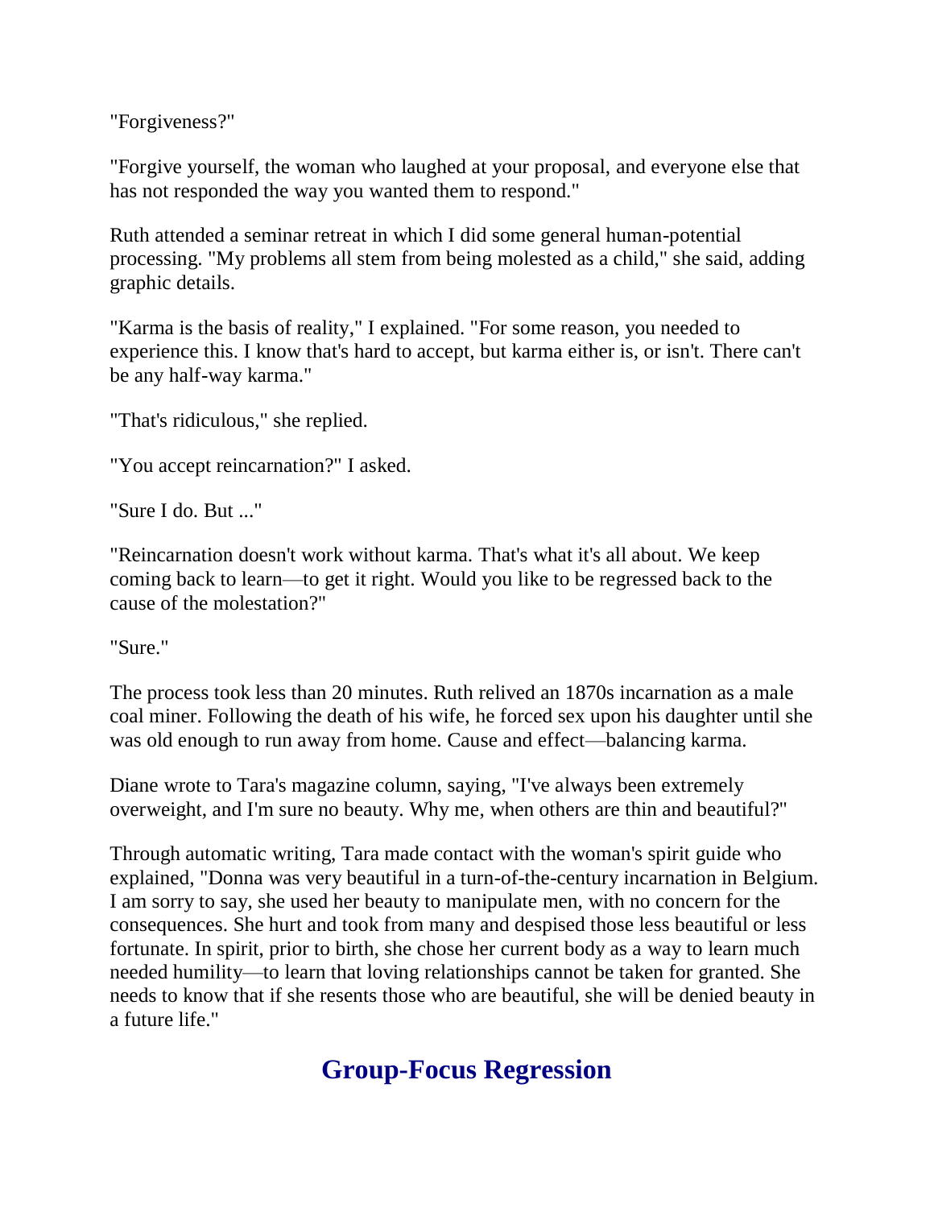"Forgiveness?"

"Forgive yourself, the woman who laughed at your proposal, and everyone else that has not responded the way you wanted them to respond."

Ruth attended a seminar retreat in which I did some general human-potential processing. "My problems all stem from being molested as a child," she said, adding graphic details.

"Karma is the basis of reality," I explained. "For some reason, you needed to experience this. I know that's hard to accept, but karma either is, or isn't. There can't be any half-way karma."

"That's ridiculous," she replied.

"You accept reincarnation?" I asked.

"Sure I do. But ..."

"Reincarnation doesn't work without karma. That's what it's all about. We keep coming back to learn—to get it right. Would you like to be regressed back to the cause of the molestation?"

"Sure."

The process took less than 20 minutes. Ruth relived an 1870s incarnation as a male coal miner. Following the death of his wife, he forced sex upon his daughter until she was old enough to run away from home. Cause and effect—balancing karma.

Diane wrote to Tara's magazine column, saying, "I've always been extremely overweight, and I'm sure no beauty. Why me, when others are thin and beautiful?"

Through automatic writing, Tara made contact with the woman's spirit guide who explained, "Donna was very beautiful in a turn-of-the-century incarnation in Belgium. I am sorry to say, she used her beauty to manipulate men, with no concern for the consequences. She hurt and took from many and despised those less beautiful or less fortunate. In spirit, prior to birth, she chose her current body as a way to learn much needed humility—to learn that loving relationships cannot be taken for granted. She needs to know that if she resents those who are beautiful, she will be denied beauty in a future life."

## Group-Focus Regression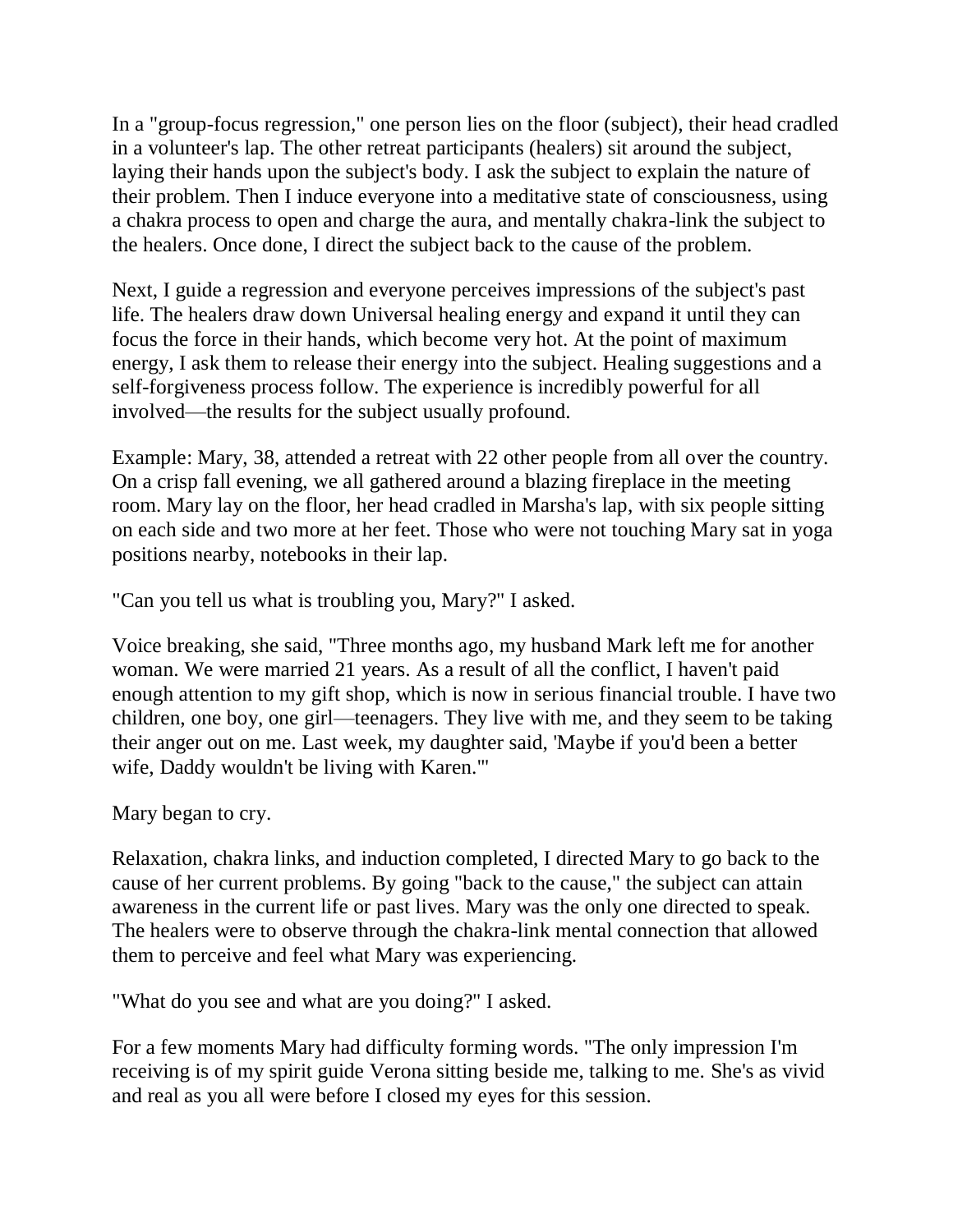In a "group-focus regression," one person lies on the floor (subject), their head cradled in a volunteer's lap. The other retreat participants (healers) sit around the subject, laying their hands upon the subject's body. I ask the subject to explain the nature of their problem. Then I induce everyone into a meditative state of consciousness, using a chakra process to open and charge the aura, and mentally chakra-link the subject to the healers. Once done, I direct the subject back to the cause of the problem.

Next, I guide a regression and everyone perceives impressions of the subject's past life. The healers draw down Universal healing energy and expand it until they can focus the force in their hands, which become very hot. At the point of maximum energy, I ask them to release their energy into the subject. Healing suggestions and a self-forgiveness process follow. The experience is incredibly powerful for all involved—the results for the subject usually profound.

Example: Mary, 38, attended a retreat with 22 other people from all over the country. On a crisp fall evening, we all gathered around a blazing fireplace in the meeting room. Mary lay on the floor, her head cradled in Marsha's lap, with six people sitting on each side and two more at her feet. Those who were not touching Mary sat in yoga positions nearby, notebooks in their lap.

"Can you tell us what is troubling you, Mary?" I asked.

Voice breaking, she said, "Three months ago, my husband Mark left me for another woman. We were married 21 years. As a result of all the conflict, I haven't paid enough attention to my gift shop, which is now in serious financial trouble. I have two children, one boy, one girl—teenagers. They live with me, and they seem to be taking their anger out on me. Last week, my daughter said, 'Maybe if you'd been a better wife, Daddy wouldn't be living with Karen.'"

Mary began to cry.

Relaxation, chakra links, and induction completed, I directed Mary to go back to the cause of her current problems. By going "back to the cause," the subject can attain awareness in the current life or past lives. Mary was the only one directed to speak. The healers were to observe through the chakra-link mental connection that allowed them to perceive and feel what Mary was experiencing.

"What do you see and what are you doing?" I asked.

For a few moments Mary had difficulty forming words. "The only impression I'm receiving is of my spirit guide Verona sitting beside me, talking to me. She's as vivid and real as you all were before I closed my eyes for this session.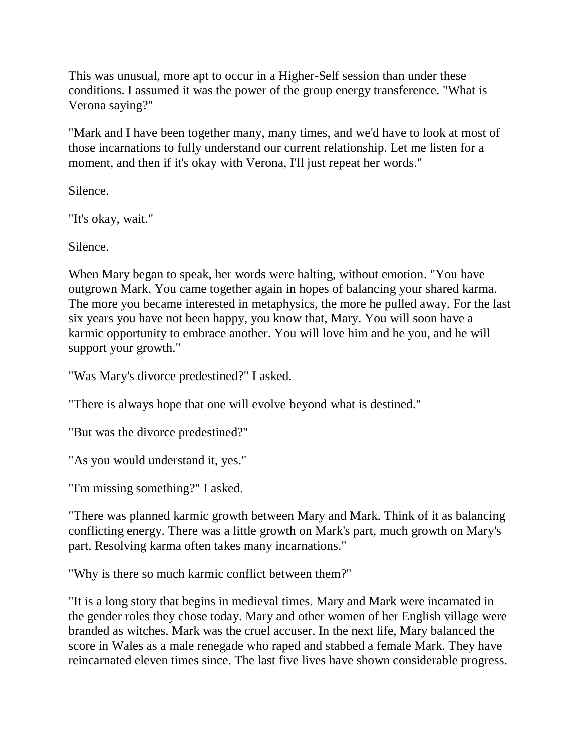This was unusual, more apt to occur in a Higher-Self session than under these conditions. I assumed it was the power of the group energy transference. "What is Verona saying?"

"Mark and I have been together many, many times, and we'd have to look at most of those incarnations to fully understand our current relationship. Let me listen for a moment, and then if it's okay with Verona, I'll just repeat her words."

Silence.

"It's okay, wait."

Silence.

When Mary began to speak, her words were halting, without emotion. "You have outgrown Mark. You came together again in hopes of balancing your shared karma. The more you became interested in metaphysics, the more he pulled away. For the last six years you have not been happy, you know that, Mary. You will soon have a karmic opportunity to embrace another. You will love him and he you, and he will support your growth."

"Was Mary's divorce predestined?" I asked.

"There is always hope that one will evolve beyond what is destined."

"But was the divorce predestined?"

"As you would understand it, yes."

"I'm missing something?" I asked.

"There was planned karmic growth between Mary and Mark. Think of it as balancing conflicting energy. There was a little growth on Mark's part, much growth on Mary's part. Resolving karma often takes many incarnations."

"Why is there so much karmic conflict between them?"

"It is a long story that begins in medieval times. Mary and Mark were incarnated in the gender roles they chose today. Mary and other women of her English village were branded as witches. Mark was the cruel accuser. In the next life, Mary balanced the score in Wales as a male renegade who raped and stabbed a female Mark. They have reincarnated eleven times since. The last five lives have shown considerable progress.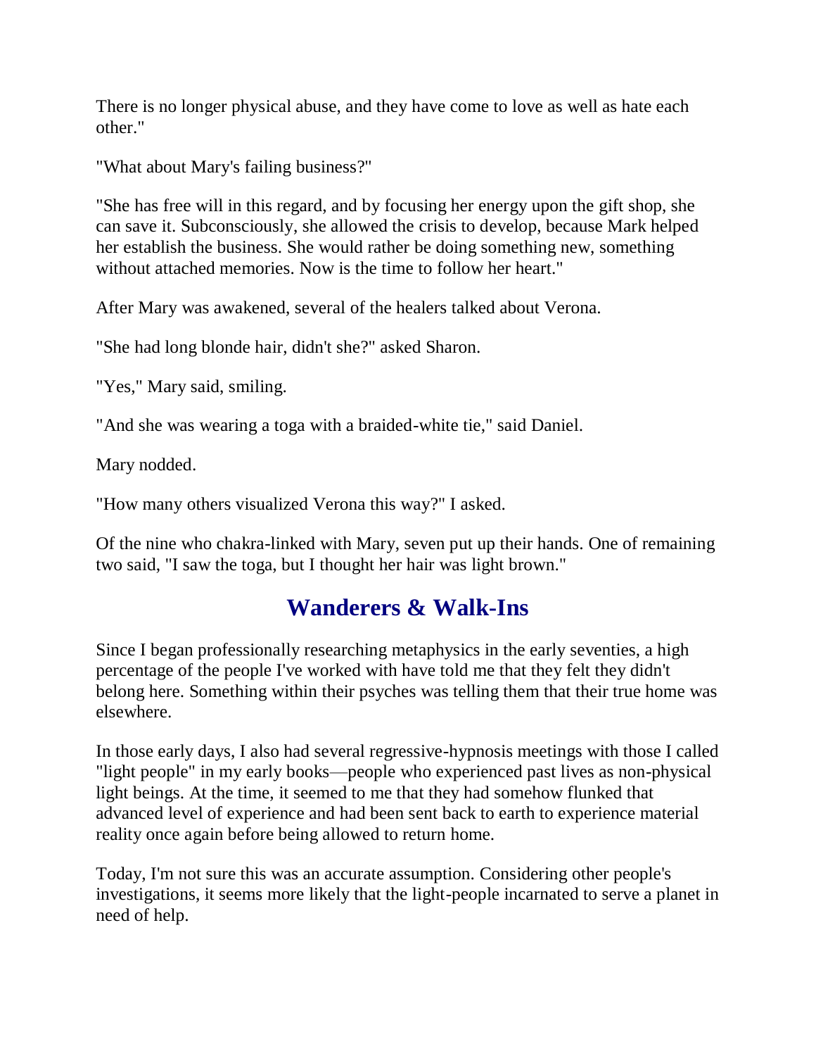There is no longer physical abuse, and they have come to love as well as hate each other."

"What about Mary's failing business?"

"She has free will in this regard, and by focusing her energy upon the gift shop, she can save it. Subconsciously, she allowed the crisis to develop, because Mark helped her establish the business. She would rather be doing something new, something without attached memories. Now is the time to follow her heart."

After Mary was awakened, several of the healers talked about Verona.

"She had long blonde hair, didn't she?" asked Sharon.

"Yes," Mary said, smiling.

"And she was wearing a toga with a braided-white tie," said Daniel.

Mary nodded.

"How many others visualized Verona this way?" I asked.

Of the nine who chakra-linked with Mary, seven put up their hands. One of remaining two said, "I saw the toga, but I thought her hair was light brown."

## Wanderers & Walk-Ins

Since I began professionally researching metaphysics in the early seventies, a high percentage of the people I've worked with have told me that they felt they didn't belong here. Something within their psyches was telling them that their true home was elsewhere.

In those early days, I also had several regressive-hypnosis meetings with those I called "light people" in my early books—people who experienced past lives as non-physical light beings. At the time, it seemed to me that they had somehow flunked that advanced level of experience and had been sent back to earth to experience material reality once again before being allowed to return home.

Today, I'm not sure this was an accurate assumption. Considering other people's investigations, it seems more likely that the light-people incarnated to serve a planet in need of help.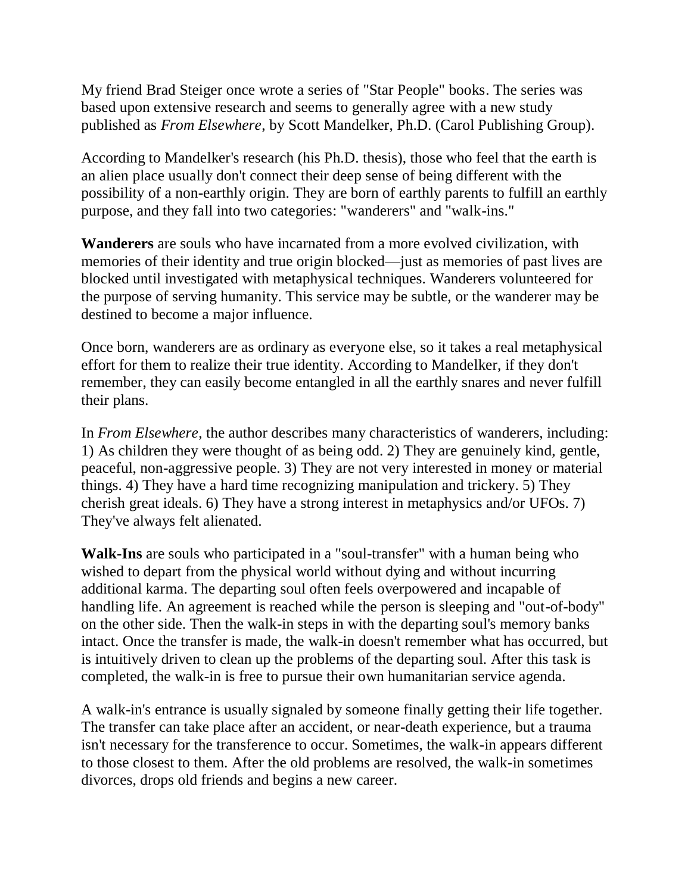My friend Brad Steiger once wrote a series of "Star People" books. The series was based upon extensive research and seems to generally agree with a new study published as *From Elsewhere*, by Scott Mandelker, Ph.D. (Carol Publishing Group).

According to Mandelker's research (his Ph.D. thesis), those who feel that the earth is an alien place usually don't connect their deep sense of being different with the possibility of a non-earthly origin. They are born of earthly parents to fulfill an earthly purpose, and they fall into two categories: "wanderers" and "walk-ins."

**Wanderers** are souls who have incarnated from a more evolved civilization, with memories of their identity and true origin blocked—just as memories of past lives are blocked until investigated with metaphysical techniques. Wanderers volunteered for the purpose of serving humanity. This service may be subtle, or the wanderer may be destined to become a major influence.

Once born, wanderers are as ordinary as everyone else, so it takes a real metaphysical effort for them to realize their true identity. According to Mandelker, if they don't remember, they can easily become entangled in all the earthly snares and never fulfill their plans.

In *From Elsewhere*, the author describes many characteristics of wanderers, including: 1) As children they were thought of as being odd. 2) They are genuinely kind, gentle, peaceful, non-aggressive people. 3) They are not very interested in money or material things. 4) They have a hard time recognizing manipulation and trickery. 5) They cherish great ideals. 6) They have a strong interest in metaphysics and/or UFOs. 7) They've always felt alienated.

**Walk-Ins** are souls who participated in a "soul-transfer" with a human being who wished to depart from the physical world without dying and without incurring additional karma. The departing soul often feels overpowered and incapable of handling life. An agreement is reached while the person is sleeping and "out-of-body" on the other side. Then the walk-in steps in with the departing soul's memory banks intact. Once the transfer is made, the walk-in doesn't remember what has occurred, but is intuitively driven to clean up the problems of the departing soul. After this task is completed, the walk-in is free to pursue their own humanitarian service agenda.

A walk-in's entrance is usually signaled by someone finally getting their life together. The transfer can take place after an accident, or near-death experience, but a trauma isn't necessary for the transference to occur. Sometimes, the walk-in appears different to those closest to them. After the old problems are resolved, the walk-in sometimes divorces, drops old friends and begins a new career.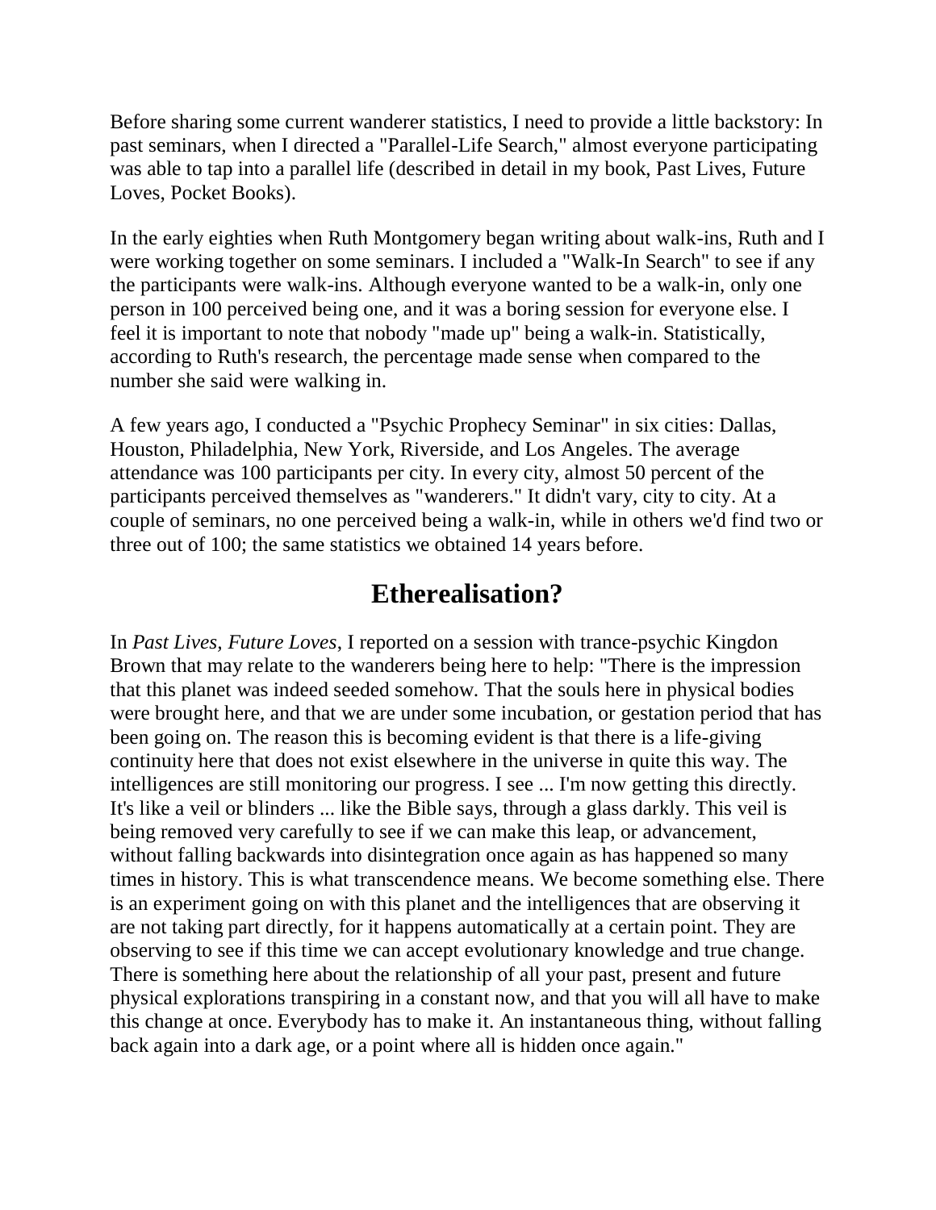Before sharing some current wanderer statistics, I need to provide a little backstory: In past seminars, when I directed a "Parallel-Life Search," almost everyone participating was able to tap into a parallel life (described in detail in my book, Past Lives, Future Loves, Pocket Books).

In the early eighties when Ruth Montgomery began writing about walk-ins, Ruth and I were working together on some seminars. I included a "Walk-In Search" to see if any the participants were walk-ins. Although everyone wanted to be a walk-in, only one person in 100 perceived being one, and it was a boring session for everyone else. I feel it is important to note that nobody "made up" being a walk-in. Statistically, according to Ruth's research, the percentage made sense when compared to the number she said were walking in.

A few years ago, I conducted a "Psychic Prophecy Seminar" in six cities: Dallas, Houston, Philadelphia, New York, Riverside, and Los Angeles. The average attendance was 100 participants per city. In every city, almost 50 percent of the participants perceived themselves as "wanderers." It didn't vary, city to city. At a couple of seminars, no one perceived being a walk-in, while in others we'd find two or three out of 100; the same statistics we obtained 14 years before.

## Etherealisation?

In *Past Lives, Future Loves,* I reported on a session with trance-psychic Kingdon Brown that may relate to the wanderers being here to help: "There is the impression that this planet was indeed seeded somehow. That the souls here in physical bodies were brought here, and that we are under some incubation, or gestation period that has been going on. The reason this is becoming evident is that there is a life-giving continuity here that does not exist elsewhere in the universe in quite this way. The intelligences are still monitoring our progress. I see ... I'm now getting this directly. It's like a veil or blinders ... like the Bible says, through a glass darkly. This veil is being removed very carefully to see if we can make this leap, or advancement, without falling backwards into disintegration once again as has happened so many times in history. This is what transcendence means. We become something else. There is an experiment going on with this planet and the intelligences that are observing it are not taking part directly, for it happens automatically at a certain point. They are observing to see if this time we can accept evolutionary knowledge and true change. There is something here about the relationship of all your past, present and future physical explorations transpiring in a constant now, and that you will all have to make this change at once. Everybody has to make it. An instantaneous thing, without falling back again into a dark age, or a point where all is hidden once again."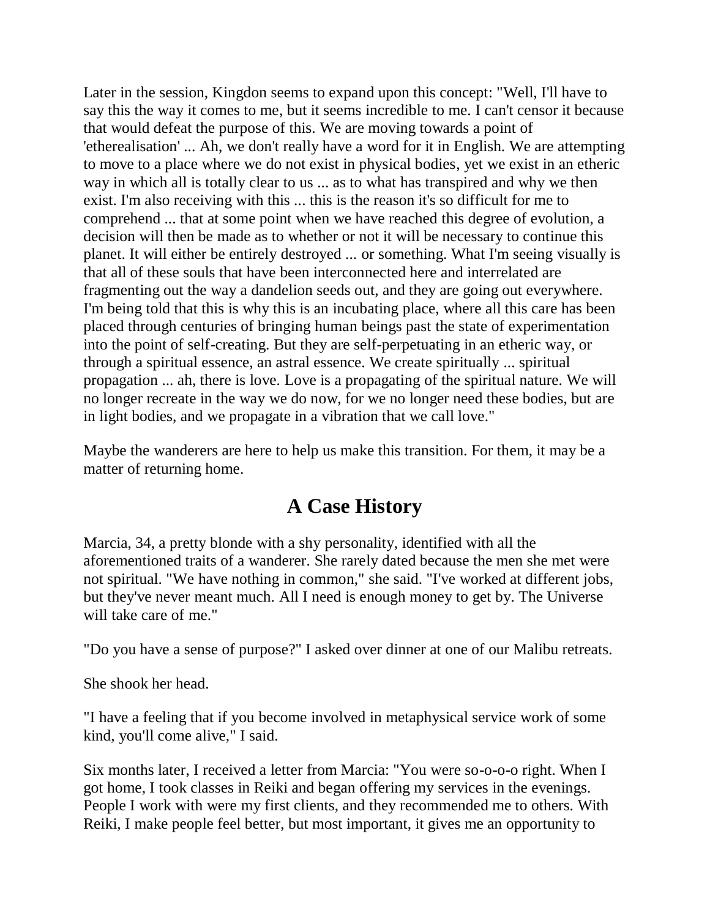Later in the session, Kingdon seems to expand upon this concept: "Well, I'll have to say this the way it comes to me, but it seems incredible to me. I can't censor it because that would defeat the purpose of this. We are moving towards a point of 'etherealisation' ... Ah, we don't really have a word for it in English. We are attempting to move to a place where we do not exist in physical bodies, yet we exist in an etheric way in which all is totally clear to us ... as to what has transpired and why we then exist. I'm also receiving with this ... this is the reason it's so difficult for me to comprehend ... that at some point when we have reached this degree of evolution, a decision will then be made as to whether or not it will be necessary to continue this planet. It will either be entirely destroyed ... or something. What I'm seeing visually is that all of these souls that have been interconnected here and interrelated are fragmenting out the way a dandelion seeds out, and they are going out everywhere. I'm being told that this is why this is an incubating place, where all this care has been placed through centuries of bringing human beings past the state of experimentation into the point of self-creating. But they are self-perpetuating in an etheric way, or through a spiritual essence, an astral essence. We create spiritually ... spiritual propagation ... ah, there is love. Love is a propagating of the spiritual nature. We will no longer recreate in the way we do now, for we no longer need these bodies, but are in light bodies, and we propagate in a vibration that we call love."

Maybe the wanderers are here to help us make this transition. For them, it may be a matter of returning home.

## A Case History

Marcia, 34, a pretty blonde with a shy personality, identified with all the aforementioned traits of a wanderer. She rarely dated because the men she met were not spiritual. "We have nothing in common," she said. "I've worked at different jobs, but they've never meant much. All I need is enough money to get by. The Universe will take care of me."

"Do you have a sense of purpose?" I asked over dinner at one of our Malibu retreats.

She shook her head.

"I have a feeling that if you become involved in metaphysical service work of some kind, you'll come alive," I said.

Six months later, I received a letter from Marcia: "You were so-o-o-o right. When I got home, I took classes in Reiki and began offering my services in the evenings. People I work with were my first clients, and they recommended me to others. With Reiki, I make people feel better, but most important, it gives me an opportunity to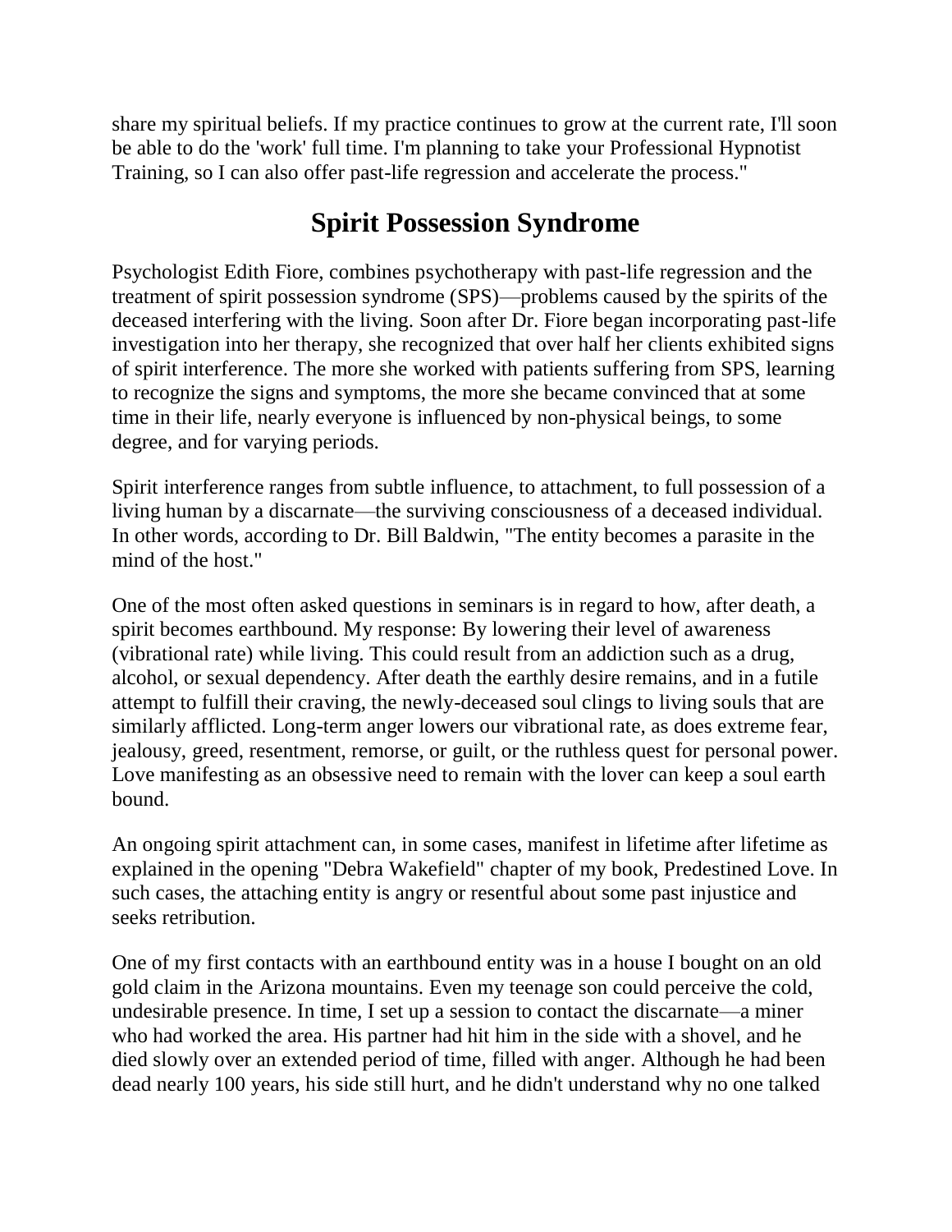share my spiritual beliefs. If my practice continues to grow at the current rate, I'll soon be able to do the 'work' full time. I'm planning to take your Professional Hypnotist Training, so I can also offer past-life regression and accelerate the process."

## Spirit Possession Syndrome

Psychologist Edith Fiore, combines psychotherapy with past-life regression and the treatment of spirit possession syndrome (SPS)—problems caused by the spirits of the deceased interfering with the living. Soon after Dr. Fiore began incorporating past-life investigation into her therapy, she recognized that over half her clients exhibited signs of spirit interference. The more she worked with patients suffering from SPS, learning to recognize the signs and symptoms, the more she became convinced that at some time in their life, nearly everyone is influenced by non-physical beings, to some degree, and for varying periods.

Spirit interference ranges from subtle influence, to attachment, to full possession of a living human by a discarnate—the surviving consciousness of a deceased individual. In other words, according to Dr. Bill Baldwin, "The entity becomes a parasite in the mind of the host."

One of the most often asked questions in seminars is in regard to how, after death, a spirit becomes earthbound. My response: By lowering their level of awareness (vibrational rate) while living. This could result from an addiction such as a drug, alcohol, or sexual dependency. After death the earthly desire remains, and in a futile attempt to fulfill their craving, the newly-deceased soul clings to living souls that are similarly afflicted. Long-term anger lowers our vibrational rate, as does extreme fear, jealousy, greed, resentment, remorse, or guilt, or the ruthless quest for personal power. Love manifesting as an obsessive need to remain with the lover can keep a soul earth bound.

An ongoing spirit attachment can, in some cases, manifest in lifetime after lifetime as explained in the opening "Debra Wakefield" chapter of my book, Predestined Love. In such cases, the attaching entity is angry or resentful about some past injustice and seeks retribution.

One of my first contacts with an earthbound entity was in a house I bought on an old gold claim in the Arizona mountains. Even my teenage son could perceive the cold, undesirable presence. In time, I set up a session to contact the discarnate—a miner who had worked the area. His partner had hit him in the side with a shovel, and he died slowly over an extended period of time, filled with anger. Although he had been dead nearly 100 years, his side still hurt, and he didn't understand why no one talked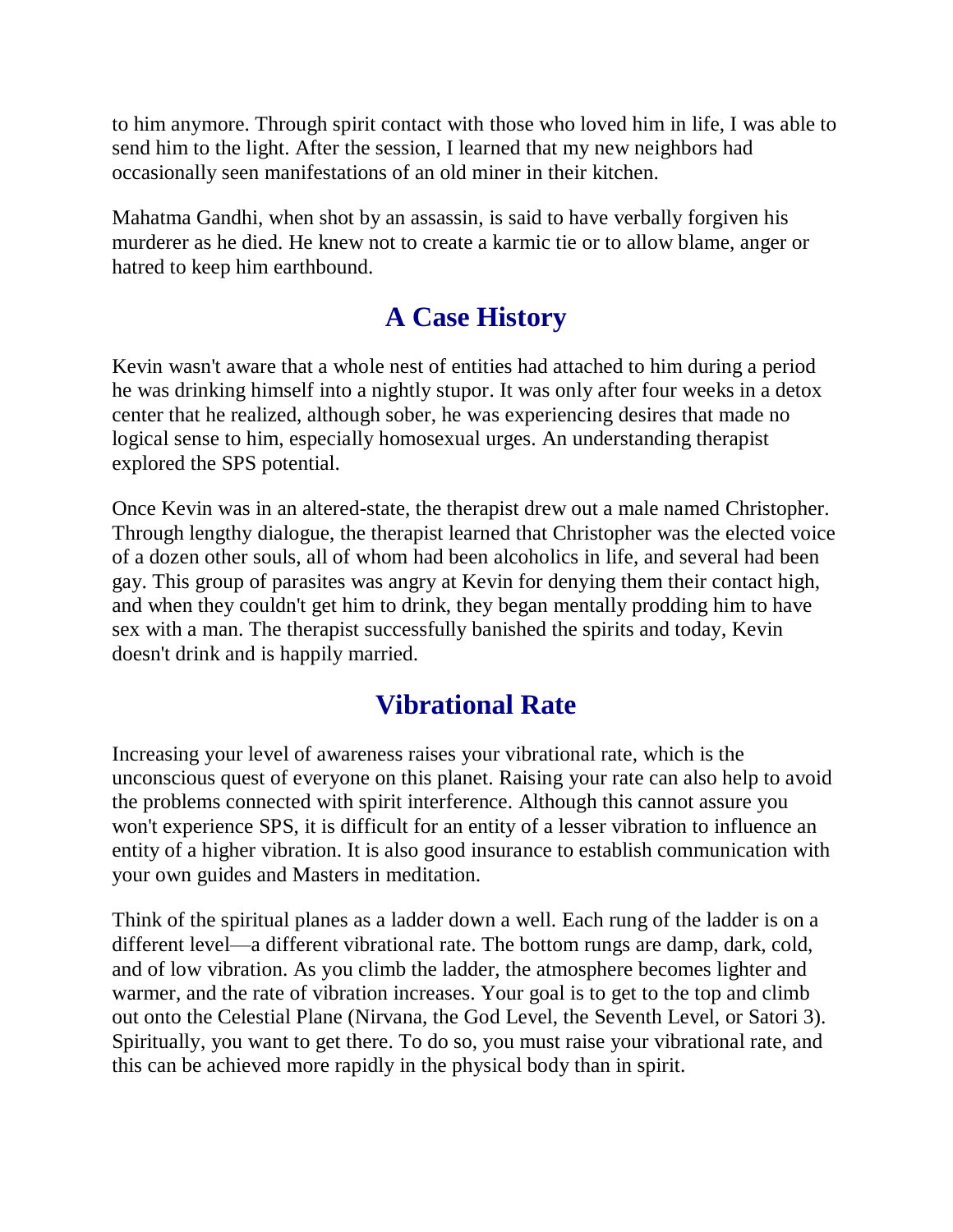to him anymore. Through spirit contact with those who loved him in life, I was able to send him to the light. After the session, I learned that my new neighbors had occasionally seen manifestations of an old miner in their kitchen.

Mahatma Gandhi, when shot by an assassin, is said to have verbally forgiven his murderer as he died. He knew not to create a karmic tie or to allow blame, anger or hatred to keep him earthbound.

## A Case History

Kevin wasn't aware that a whole nest of entities had attached to him during a period he was drinking himself into a nightly stupor. It was only after four weeks in a detox center that he realized, although sober, he was experiencing desires that made no logical sense to him, especially homosexual urges. An understanding therapist explored the SPS potential.

Once Kevin was in an altered-state, the therapist drew out a male named Christopher. Through lengthy dialogue, the therapist learned that Christopher was the elected voice of a dozen other souls, all of whom had been alcoholics in life, and several had been gay. This group of parasites was angry at Kevin for denying them their contact high, and when they couldn't get him to drink, they began mentally prodding him to have sex with a man. The therapist successfully banished the spirits and today, Kevin doesn't drink and is happily married.

## Vibrational Rate

Increasing your level of awareness raises your vibrational rate, which is the unconscious quest of everyone on this planet. Raising your rate can also help to avoid the problems connected with spirit interference. Although this cannot assure you won't experience SPS, it is difficult for an entity of a lesser vibration to influence an entity of a higher vibration. It is also good insurance to establish communication with your own guides and Masters in meditation.

Think of the spiritual planes as a ladder down a well. Each rung of the ladder is on a different level—a different vibrational rate. The bottom rungs are damp, dark, cold, and of low vibration. As you climb the ladder, the atmosphere becomes lighter and warmer, and the rate of vibration increases. Your goal is to get to the top and climb out onto the Celestial Plane (Nirvana, the God Level, the Seventh Level, or Satori 3). Spiritually, you want to get there. To do so, you must raise your vibrational rate, and this can be achieved more rapidly in the physical body than in spirit.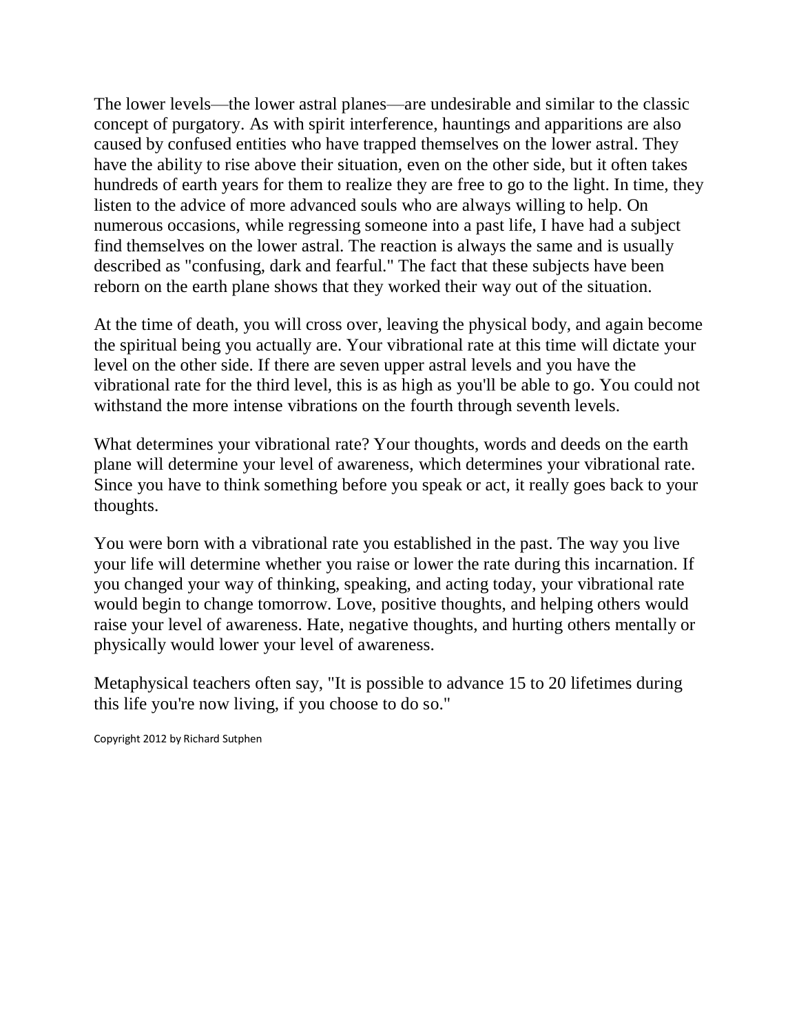The lower levels—the lower astral planes—are undesirable and similar to the classic concept of purgatory. As with spirit interference, hauntings and apparitions are also caused by confused entities who have trapped themselves on the lower astral. They have the ability to rise above their situation, even on the other side, but it often takes hundreds of earth years for them to realize they are free to go to the light. In time, they listen to the advice of more advanced souls who are always willing to help. On numerous occasions, while regressing someone into a past life, I have had a subject find themselves on the lower astral. The reaction is always the same and is usually described as "confusing, dark and fearful." The fact that these subjects have been reborn on the earth plane shows that they worked their way out of the situation.

At the time of death, you will cross over, leaving the physical body, and again become the spiritual being you actually are. Your vibrational rate at this time will dictate your level on the other side. If there are seven upper astral levels and you have the vibrational rate for the third level, this is as high as you'll be able to go. You could not withstand the more intense vibrations on the fourth through seventh levels.

What determines your vibrational rate? Your thoughts, words and deeds on the earth plane will determine your level of awareness, which determines your vibrational rate. Since you have to think something before you speak or act, it really goes back to your thoughts.

You were born with a vibrational rate you established in the past. The way you live your life will determine whether you raise or lower the rate during this incarnation. If you changed your way of thinking, speaking, and acting today, your vibrational rate would begin to change tomorrow. Love, positive thoughts, and helping others would raise your level of awareness. Hate, negative thoughts, and hurting others mentally or physically would lower your level of awareness.

Metaphysical teachers often say, "It is possible to advance 15 to 20 lifetimes during this life you're now living, if you choose to do so."

Copyright 2012 by Richard Sutphen